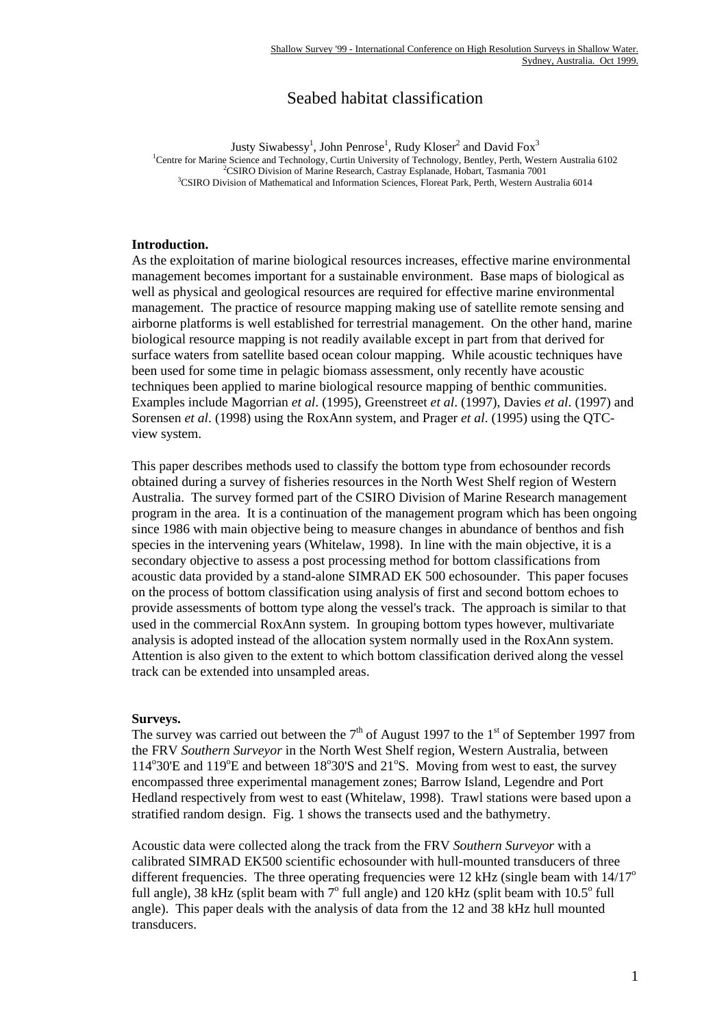# Seabed habitat classification

Justy Siwabessy[1], John Penrose[1], Rudy Kloser[2] and David Fox[3]

[1]Centre for Marine Science and Technology, Curtin University of Technology, Bentley, Perth, Western Australia 6102
[2]CSIRO Division of Marine Research, Castray Esplanade, Hobart, Tasmania 7001
[3]CSIRO Division of Mathematical and Information Sciences, Floreat Park, Perth, Western Australia 6014

## Introduction.

As the exploitation of marine biological resources increases, effective marine environmental management becomes important for a sustainable environment. Base maps of biological as well as physical and geological resources are required for effective marine environmental management. The practice of resource mapping making use of satellite remote sensing and airborne platforms is well established for terrestrial management. On the other hand, marine biological resource mapping is not readily available except in part from that derived for surface waters from satellite based ocean colour mapping. While acoustic techniques have been used for some time in pelagic biomass assessment, only recently have acoustic techniques been applied to marine biological resource mapping of benthic communities. Examples include Magorrian *et al*. (1995), Greenstreet *et al*. (1997), Davies *et al*. (1997) and Sorensen *et al*. (1998) using the RoxAnn system, and Prager *et al*. (1995) using the QTC-view system.

This paper describes methods used to classify the bottom type from echosounder records obtained during a survey of fisheries resources in the North West Shelf region of Western Australia. The survey formed part of the CSIRO Division of Marine Research management program in the area. It is a continuation of the management program which has been ongoing since 1986 with main objective being to measure changes in abundance of benthos and fish species in the intervening years (Whitelaw, 1998). In line with the main objective, it is a secondary objective to assess a post processing method for bottom classifications from acoustic data provided by a stand-alone SIMRAD EK 500 echosounder. This paper focuses on the process of bottom classification using analysis of first and second bottom echoes to provide assessments of bottom type along the vessel's track. The approach is similar to that used in the commercial RoxAnn system. In grouping bottom types however, multivariate analysis is adopted instead of the allocation system normally used in the RoxAnn system. Attention is also given to the extent to which bottom classification derived along the vessel track can be extended into unsampled areas.

## Surveys.

The survey was carried out between the 7th of August 1997 to the 1st of September 1997 from the FRV *Southern Surveyor* in the North West Shelf region, Western Australia, between 114°30'E and 119°E and between 18°30'S and 21°S. Moving from west to east, the survey encompassed three experimental management zones; Barrow Island, Legendre and Port Hedland respectively from west to east (Whitelaw, 1998). Trawl stations were based upon a stratified random design. Fig. 1 shows the transects used and the bathymetry.

Acoustic data were collected along the track from the FRV *Southern Surveyor* with a calibrated SIMRAD EK500 scientific echosounder with hull-mounted transducers of three different frequencies. The three operating frequencies were 12 kHz (single beam with 14/17° full angle), 38 kHz (split beam with 7° full angle) and 120 kHz (split beam with 10.5° full angle). This paper deals with the analysis of data from the 12 and 38 kHz hull mounted transducers.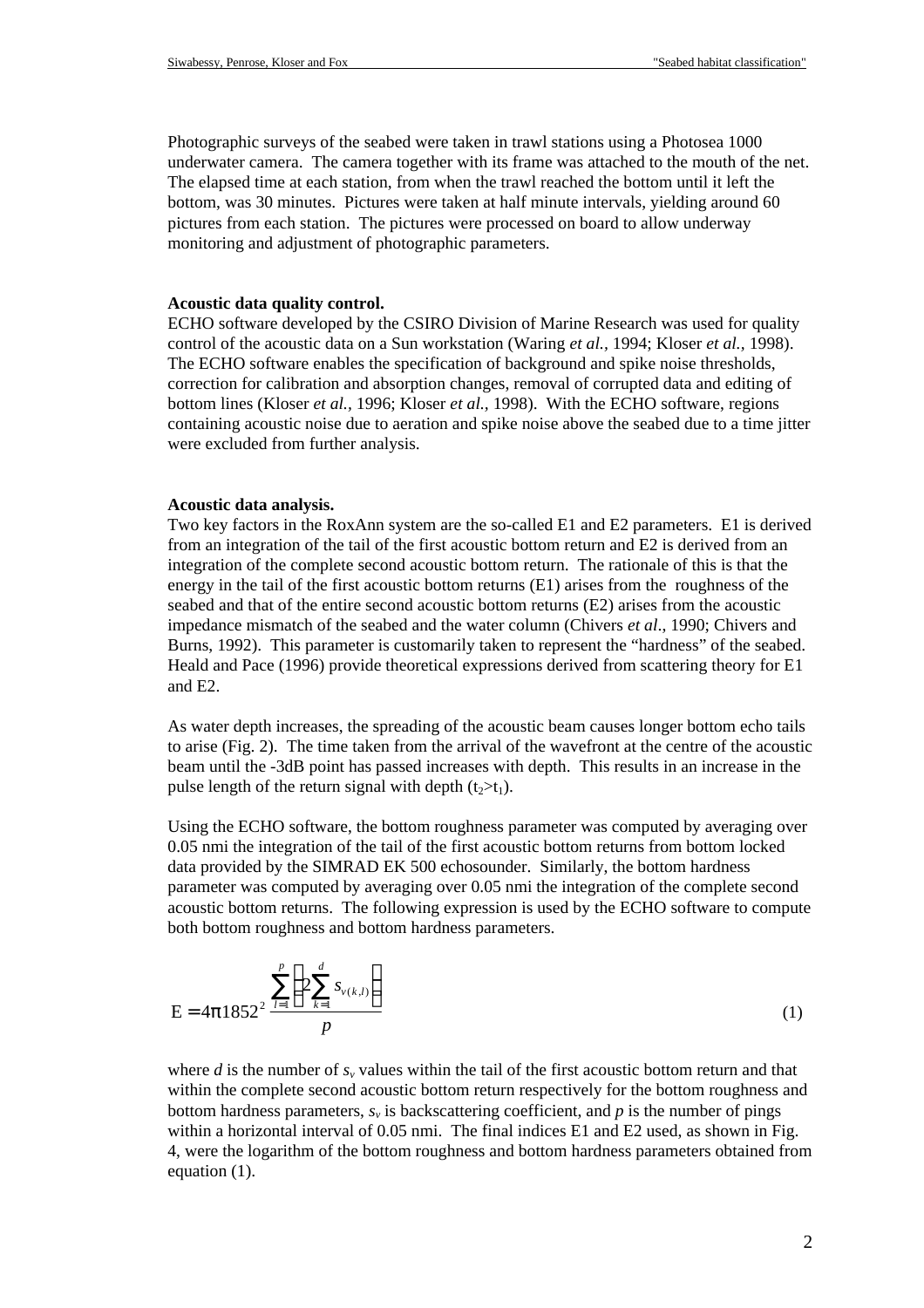Photographic surveys of the seabed were taken in trawl stations using a Photosea 1000 underwater camera. The camera together with its frame was attached to the mouth of the net. The elapsed time at each station, from when the trawl reached the bottom until it left the bottom, was 30 minutes. Pictures were taken at half minute intervals, yielding around 60 pictures from each station. The pictures were processed on board to allow underway monitoring and adjustment of photographic parameters.

**Acoustic data quality control.**
ECHO software developed by the CSIRO Division of Marine Research was used for quality control of the acoustic data on a Sun workstation (Waring *et al.,* 1994; Kloser *et al.,* 1998). The ECHO software enables the specification of background and spike noise thresholds, correction for calibration and absorption changes, removal of corrupted data and editing of bottom lines (Kloser *et al.,* 1996; Kloser *et al.,* 1998). With the ECHO software, regions containing acoustic noise due to aeration and spike noise above the seabed due to a time jitter were excluded from further analysis.

**Acoustic data analysis.**
Two key factors in the RoxAnn system are the so-called E1 and E2 parameters. E1 is derived from an integration of the tail of the first acoustic bottom return and E2 is derived from an integration of the complete second acoustic bottom return. The rationale of this is that the energy in the tail of the first acoustic bottom returns (E1) arises from the roughness of the seabed and that of the entire second acoustic bottom returns (E2) arises from the acoustic impedance mismatch of the seabed and the water column (Chivers *et al*., 1990; Chivers and Burns, 1992). This parameter is customarily taken to represent the "hardness" of the seabed. Heald and Pace (1996) provide theoretical expressions derived from scattering theory for E1 and E2.

As water depth increases, the spreading of the acoustic beam causes longer bottom echo tails to arise (Fig. 2). The time taken from the arrival of the wavefront at the centre of the acoustic beam until the -3dB point has passed increases with depth. This results in an increase in the pulse length of the return signal with depth ($t_2>t_1$).

Using the ECHO software, the bottom roughness parameter was computed by averaging over 0.05 nmi the integration of the tail of the first acoustic bottom returns from bottom locked data provided by the SIMRAD EK 500 echosounder. Similarly, the bottom hardness parameter was computed by averaging over 0.05 nmi the integration of the complete second acoustic bottom returns. The following expression is used by the ECHO software to compute both bottom roughness and bottom hardness parameters.

$$E = 4\pi 1852^2 \frac{\sum_{l=1}^{p}\left(2\sum_{k=1}^{d} s_{v(k,l)}\right)}{p} \qquad (1)$$

where $d$ is the number of $s_v$ values within the tail of the first acoustic bottom return and that within the complete second acoustic bottom return respectively for the bottom roughness and bottom hardness parameters, $s_v$ is backscattering coefficient, and $p$ is the number of pings within a horizontal interval of 0.05 nmi. The final indices E1 and E2 used, as shown in Fig. 4, were the logarithm of the bottom roughness and bottom hardness parameters obtained from equation (1).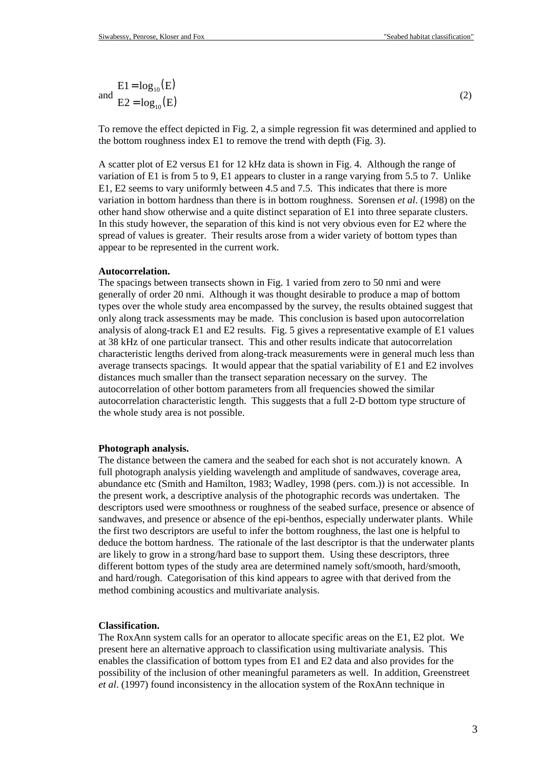and
$$E1 = \log_{10}(E)$$
$$E2 = \log_{10}(E) \qquad (2)$$

To remove the effect depicted in Fig. 2, a simple regression fit was determined and applied to the bottom roughness index E1 to remove the trend with depth (Fig. 3).

A scatter plot of E2 versus E1 for 12 kHz data is shown in Fig. 4. Although the range of variation of E1 is from 5 to 9, E1 appears to cluster in a range varying from 5.5 to 7. Unlike E1, E2 seems to vary uniformly between 4.5 and 7.5. This indicates that there is more variation in bottom hardness than there is in bottom roughness. Sorensen *et al*. (1998) on the other hand show otherwise and a quite distinct separation of E1 into three separate clusters. In this study however, the separation of this kind is not very obvious even for E2 where the spread of values is greater. Their results arose from a wider variety of bottom types than appear to be represented in the current work.

**Autocorrelation.**
The spacings between transects shown in Fig. 1 varied from zero to 50 nmi and were generally of order 20 nmi. Although it was thought desirable to produce a map of bottom types over the whole study area encompassed by the survey, the results obtained suggest that only along track assessments may be made. This conclusion is based upon autocorrelation analysis of along-track E1 and E2 results. Fig. 5 gives a representative example of E1 values at 38 kHz of one particular transect. This and other results indicate that autocorrelation characteristic lengths derived from along-track measurements were in general much less than average transects spacings. It would appear that the spatial variability of E1 and E2 involves distances much smaller than the transect separation necessary on the survey. The autocorrelation of other bottom parameters from all frequencies showed the similar autocorrelation characteristic length. This suggests that a full 2-D bottom type structure of the whole study area is not possible.

**Photograph analysis.**
The distance between the camera and the seabed for each shot is not accurately known. A full photograph analysis yielding wavelength and amplitude of sandwaves, coverage area, abundance etc (Smith and Hamilton, 1983; Wadley, 1998 (pers. com.)) is not accessible. In the present work, a descriptive analysis of the photographic records was undertaken. The descriptors used were smoothness or roughness of the seabed surface, presence or absence of sandwaves, and presence or absence of the epi-benthos, especially underwater plants. While the first two descriptors are useful to infer the bottom roughness, the last one is helpful to deduce the bottom hardness. The rationale of the last descriptor is that the underwater plants are likely to grow in a strong/hard base to support them. Using these descriptors, three different bottom types of the study area are determined namely soft/smooth, hard/smooth, and hard/rough. Categorisation of this kind appears to agree with that derived from the method combining acoustics and multivariate analysis.

**Classification.**
The RoxAnn system calls for an operator to allocate specific areas on the E1, E2 plot. We present here an alternative approach to classification using multivariate analysis. This enables the classification of bottom types from E1 and E2 data and also provides for the possibility of the inclusion of other meaningful parameters as well. In addition, Greenstreet *et al*. (1997) found inconsistency in the allocation system of the RoxAnn technique in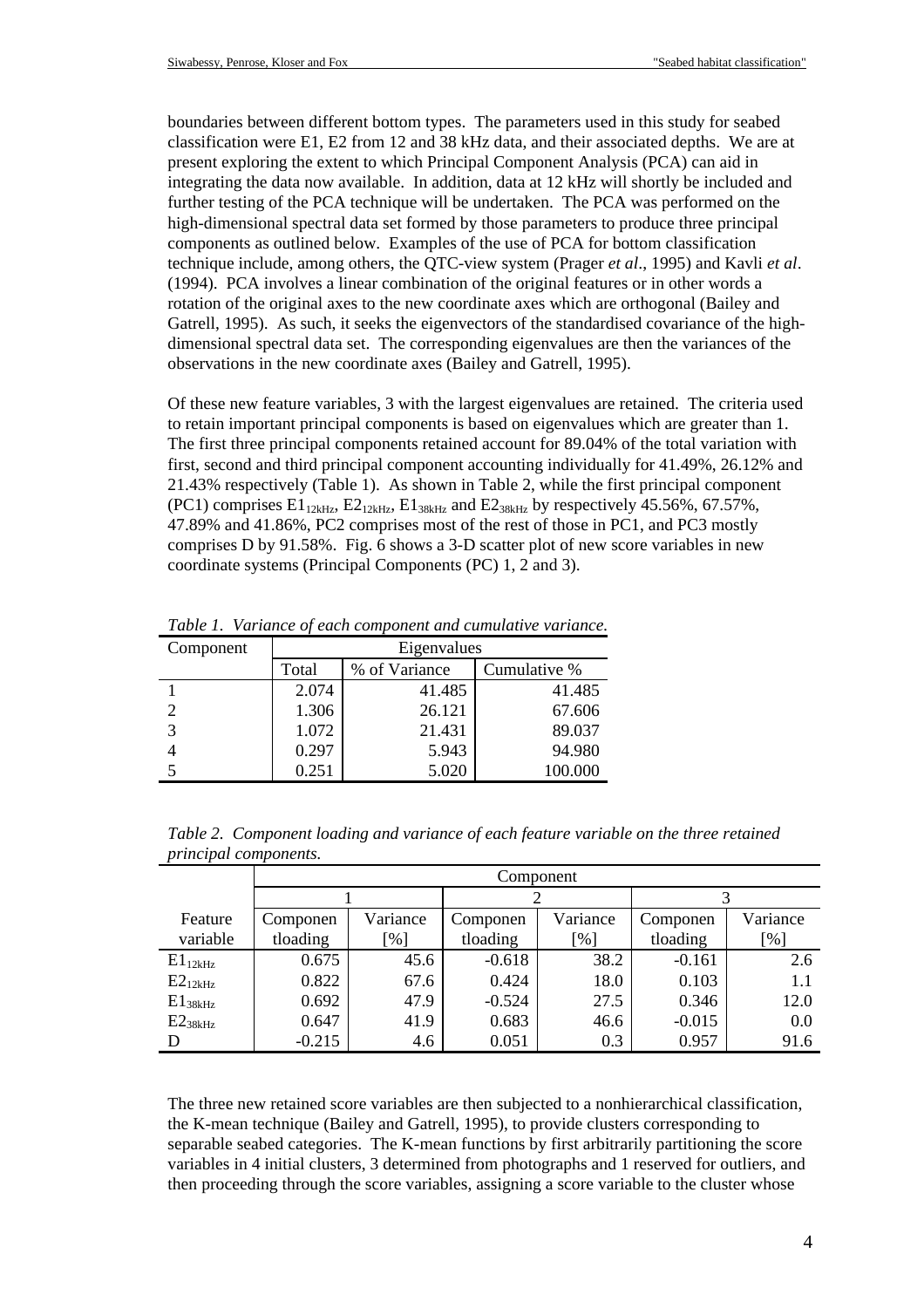boundaries between different bottom types. The parameters used in this study for seabed classification were E1, E2 from 12 and 38 kHz data, and their associated depths. We are at present exploring the extent to which Principal Component Analysis (PCA) can aid in integrating the data now available. In addition, data at 12 kHz will shortly be included and further testing of the PCA technique will be undertaken. The PCA was performed on the high-dimensional spectral data set formed by those parameters to produce three principal components as outlined below. Examples of the use of PCA for bottom classification technique include, among others, the QTC-view system (Prager *et al*., 1995) and Kavli *et al*. (1994). PCA involves a linear combination of the original features or in other words a rotation of the original axes to the new coordinate axes which are orthogonal (Bailey and Gatrell, 1995). As such, it seeks the eigenvectors of the standardised covariance of the high-dimensional spectral data set. The corresponding eigenvalues are then the variances of the observations in the new coordinate axes (Bailey and Gatrell, 1995).

Of these new feature variables, 3 with the largest eigenvalues are retained. The criteria used to retain important principal components is based on eigenvalues which are greater than 1. The first three principal components retained account for 89.04% of the total variation with first, second and third principal component accounting individually for 41.49%, 26.12% and 21.43% respectively (Table 1). As shown in Table 2, while the first principal component (PC1) comprises $E1_{12kHz}$, $E2_{12kHz}$, $E1_{38kHz}$ and $E2_{38kHz}$ by respectively 45.56%, 67.57%, 47.89% and 41.86%, PC2 comprises most of the rest of those in PC1, and PC3 mostly comprises D by 91.58%. Fig. 6 shows a 3-D scatter plot of new score variables in new coordinate systems (Principal Components (PC) 1, 2 and 3).

*Table 1. Variance of each component and cumulative variance.*

| Component | Eigenvalues | | |
|---|---|---|---|
| | Total | % of Variance | Cumulative % |
| 1 | 2.074 | 41.485 | 41.485 |
| 2 | 1.306 | 26.121 | 67.606 |
| 3 | 1.072 | 21.431 | 89.037 |
| 4 | 0.297 | 5.943 | 94.980 |
| 5 | 0.251 | 5.020 | 100.000 |

*Table 2. Component loading and variance of each feature variable on the three retained principal components.*

| | Component | | | | | |
|---|---|---|---|---|---|---|
| | 1 | | 2 | | 3 | |
| Feature variable | Componen tloading | Variance [%] | Componen tloading | Variance [%] | Componen tloading | Variance [%] |
| $E1_{12kHz}$ | 0.675 | 45.6 | -0.618 | 38.2 | -0.161 | 2.6 |
| $E2_{12kHz}$ | 0.822 | 67.6 | 0.424 | 18.0 | 0.103 | 1.1 |
| $E1_{38kHz}$ | 0.692 | 47.9 | -0.524 | 27.5 | 0.346 | 12.0 |
| $E2_{38kHz}$ | 0.647 | 41.9 | 0.683 | 46.6 | -0.015 | 0.0 |
| D | -0.215 | 4.6 | 0.051 | 0.3 | 0.957 | 91.6 |

The three new retained score variables are then subjected to a nonhierarchical classification, the K-mean technique (Bailey and Gatrell, 1995), to provide clusters corresponding to separable seabed categories. The K-mean functions by first arbitrarily partitioning the score variables in 4 initial clusters, 3 determined from photographs and 1 reserved for outliers, and then proceeding through the score variables, assigning a score variable to the cluster whose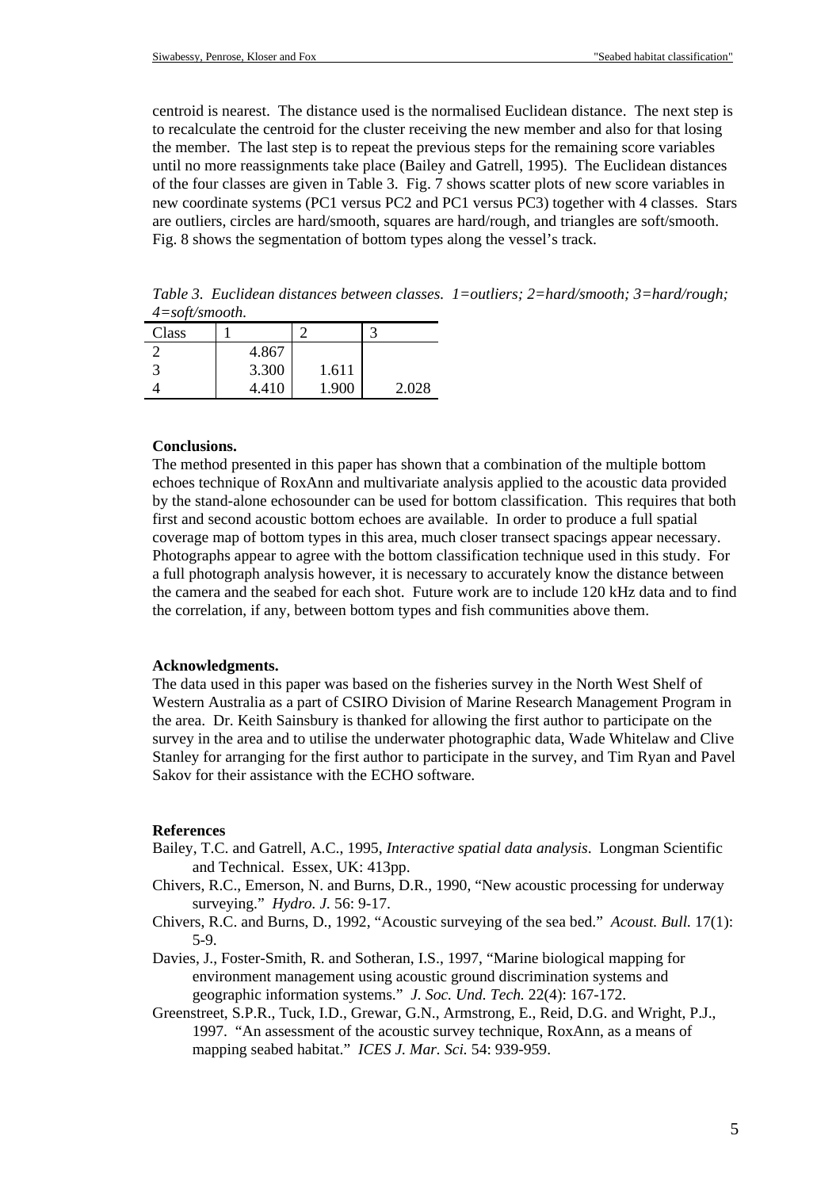centroid is nearest. The distance used is the normalised Euclidean distance. The next step is to recalculate the centroid for the cluster receiving the new member and also for that losing the member. The last step is to repeat the previous steps for the remaining score variables until no more reassignments take place (Bailey and Gatrell, 1995). The Euclidean distances of the four classes are given in Table 3. Fig. 7 shows scatter plots of new score variables in new coordinate systems (PC1 versus PC2 and PC1 versus PC3) together with 4 classes. Stars are outliers, circles are hard/smooth, squares are hard/rough, and triangles are soft/smooth. Fig. 8 shows the segmentation of bottom types along the vessel's track.

*Table 3. Euclidean distances between classes. 1=outliers; 2=hard/smooth; 3=hard/rough; 4=soft/smooth.*

| Class | 1 | 2 | 3 |
|---|---|---|---|
| 2 | 4.867 | | |
| 3 | 3.300 | 1.611 | |
| 4 | 4.410 | 1.900 | 2.028 |

**Conclusions.**

The method presented in this paper has shown that a combination of the multiple bottom echoes technique of RoxAnn and multivariate analysis applied to the acoustic data provided by the stand-alone echosounder can be used for bottom classification. This requires that both first and second acoustic bottom echoes are available. In order to produce a full spatial coverage map of bottom types in this area, much closer transect spacings appear necessary. Photographs appear to agree with the bottom classification technique used in this study. For a full photograph analysis however, it is necessary to accurately know the distance between the camera and the seabed for each shot. Future work are to include 120 kHz data and to find the correlation, if any, between bottom types and fish communities above them.

**Acknowledgments.**

The data used in this paper was based on the fisheries survey in the North West Shelf of Western Australia as a part of CSIRO Division of Marine Research Management Program in the area. Dr. Keith Sainsbury is thanked for allowing the first author to participate on the survey in the area and to utilise the underwater photographic data, Wade Whitelaw and Clive Stanley for arranging for the first author to participate in the survey, and Tim Ryan and Pavel Sakov for their assistance with the ECHO software.

**References**

Bailey, T.C. and Gatrell, A.C., 1995, *Interactive spatial data analysis*. Longman Scientific and Technical. Essex, UK: 413pp.

Chivers, R.C., Emerson, N. and Burns, D.R., 1990, "New acoustic processing for underway surveying." *Hydro. J.* 56: 9-17.

Chivers, R.C. and Burns, D., 1992, "Acoustic surveying of the sea bed." *Acoust. Bull.* 17(1): 5-9.

Davies, J., Foster-Smith, R. and Sotheran, I.S., 1997, "Marine biological mapping for environment management using acoustic ground discrimination systems and geographic information systems." *J. Soc. Und. Tech.* 22(4): 167-172.

Greenstreet, S.P.R., Tuck, I.D., Grewar, G.N., Armstrong, E., Reid, D.G. and Wright, P.J., 1997. "An assessment of the acoustic survey technique, RoxAnn, as a means of mapping seabed habitat." *ICES J. Mar. Sci.* 54: 939-959.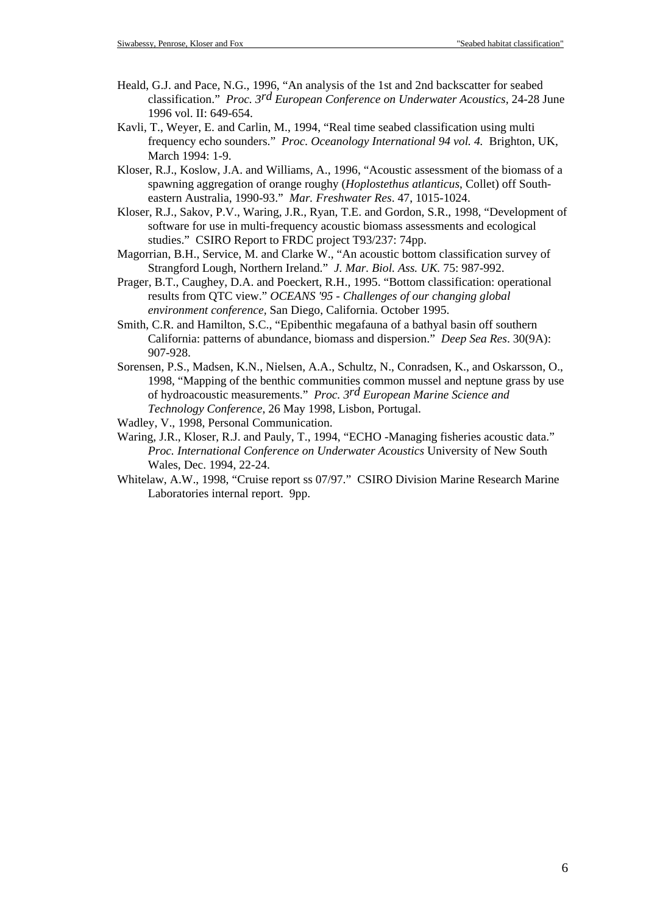Heald, G.J. and Pace, N.G., 1996, "An analysis of the 1st and 2nd backscatter for seabed classification." *Proc. 3rd European Conference on Underwater Acoustics*, 24-28 June 1996 vol. II: 649-654.

Kavli, T., Weyer, E. and Carlin, M., 1994, "Real time seabed classification using multi frequency echo sounders." *Proc. Oceanology International 94 vol. 4.* Brighton, UK, March 1994: 1-9.

Kloser, R.J., Koslow, J.A. and Williams, A., 1996, "Acoustic assessment of the biomass of a spawning aggregation of orange roughy (*Hoplostethus atlanticus*, Collet) off South-eastern Australia, 1990-93." *Mar. Freshwater Res*. 47, 1015-1024.

Kloser, R.J., Sakov, P.V., Waring, J.R., Ryan, T.E. and Gordon, S.R., 1998, "Development of software for use in multi-frequency acoustic biomass assessments and ecological studies." CSIRO Report to FRDC project T93/237: 74pp.

Magorrian, B.H., Service, M. and Clarke W., "An acoustic bottom classification survey of Strangford Lough, Northern Ireland." *J. Mar. Biol. Ass. UK.* 75: 987-992.

Prager, B.T., Caughey, D.A. and Poeckert, R.H., 1995. "Bottom classification: operational results from QTC view." *OCEANS '95 - Challenges of our changing global environment conference*, San Diego, California. October 1995.

Smith, C.R. and Hamilton, S.C., "Epibenthic megafauna of a bathyal basin off southern California: patterns of abundance, biomass and dispersion." *Deep Sea Res*. 30(9A): 907-928.

Sorensen, P.S., Madsen, K.N., Nielsen, A.A., Schultz, N., Conradsen, K., and Oskarsson, O., 1998, "Mapping of the benthic communities common mussel and neptune grass by use of hydroacoustic measurements." *Proc. 3rd European Marine Science and Technology Conference*, 26 May 1998, Lisbon, Portugal.

Wadley, V., 1998, Personal Communication.

Waring, J.R., Kloser, R.J. and Pauly, T., 1994, "ECHO -Managing fisheries acoustic data." *Proc. International Conference on Underwater Acoustics* University of New South Wales, Dec. 1994, 22-24.

Whitelaw, A.W., 1998, "Cruise report ss 07/97." CSIRO Division Marine Research Marine Laboratories internal report. 9pp.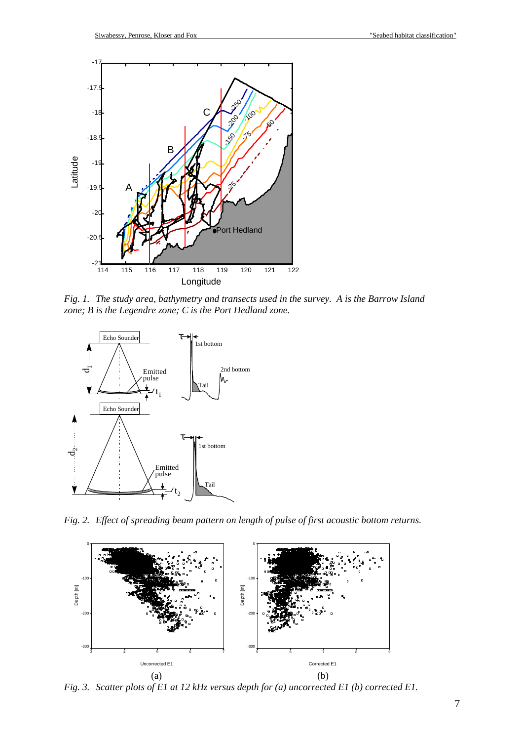*Fig. 1. The study area, bathymetry and transects used in the survey. A is the Barrow Island zone; B is the Legendre zone; C is the Port Hedland zone.*

*Fig. 2. Effect of spreading beam pattern on length of pulse of first acoustic bottom returns.*

*Fig. 3. Scatter plots of E1 at 12 kHz versus depth for (a) uncorrected E1 (b) corrected E1.*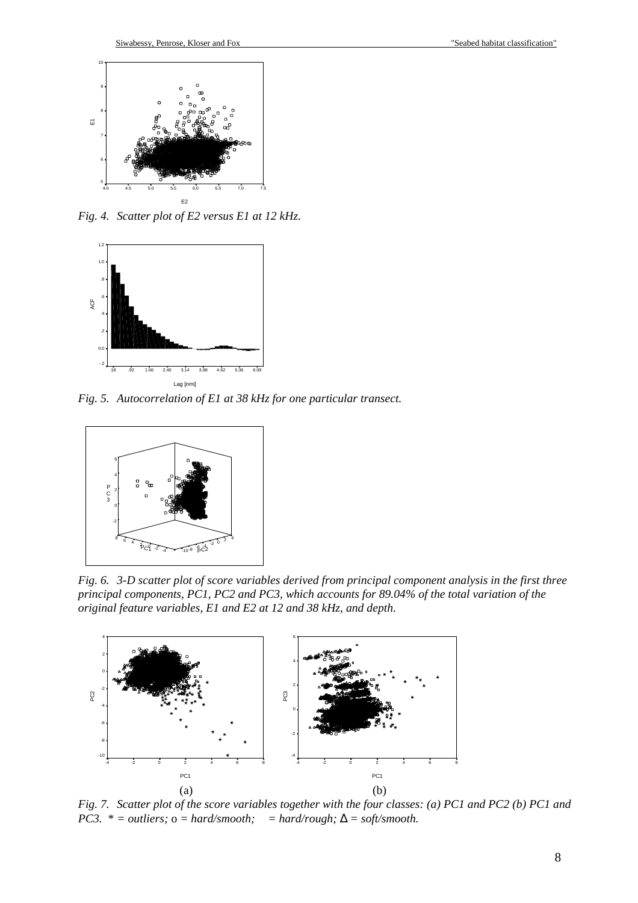Fig. 4. *Scatter plot of E2 versus E1 at 12 kHz.*

Fig. 5. *Autocorrelation of E1 at 38 kHz for one particular transect.*

Fig. 6. *3-D scatter plot of score variables derived from principal component analysis in the first three principal components, PC1, PC2 and PC3, which accounts for 89.04% of the total variation of the original feature variables, E1 and E2 at 12 and 38 kHz, and depth.*

(a) (b)

Fig. 7. *Scatter plot of the score variables together with the four classes: (a) PC1 and PC2 (b) PC1 and PC3. * = outliers; o = hard/smooth;  = hard/rough; Δ = soft/smooth.*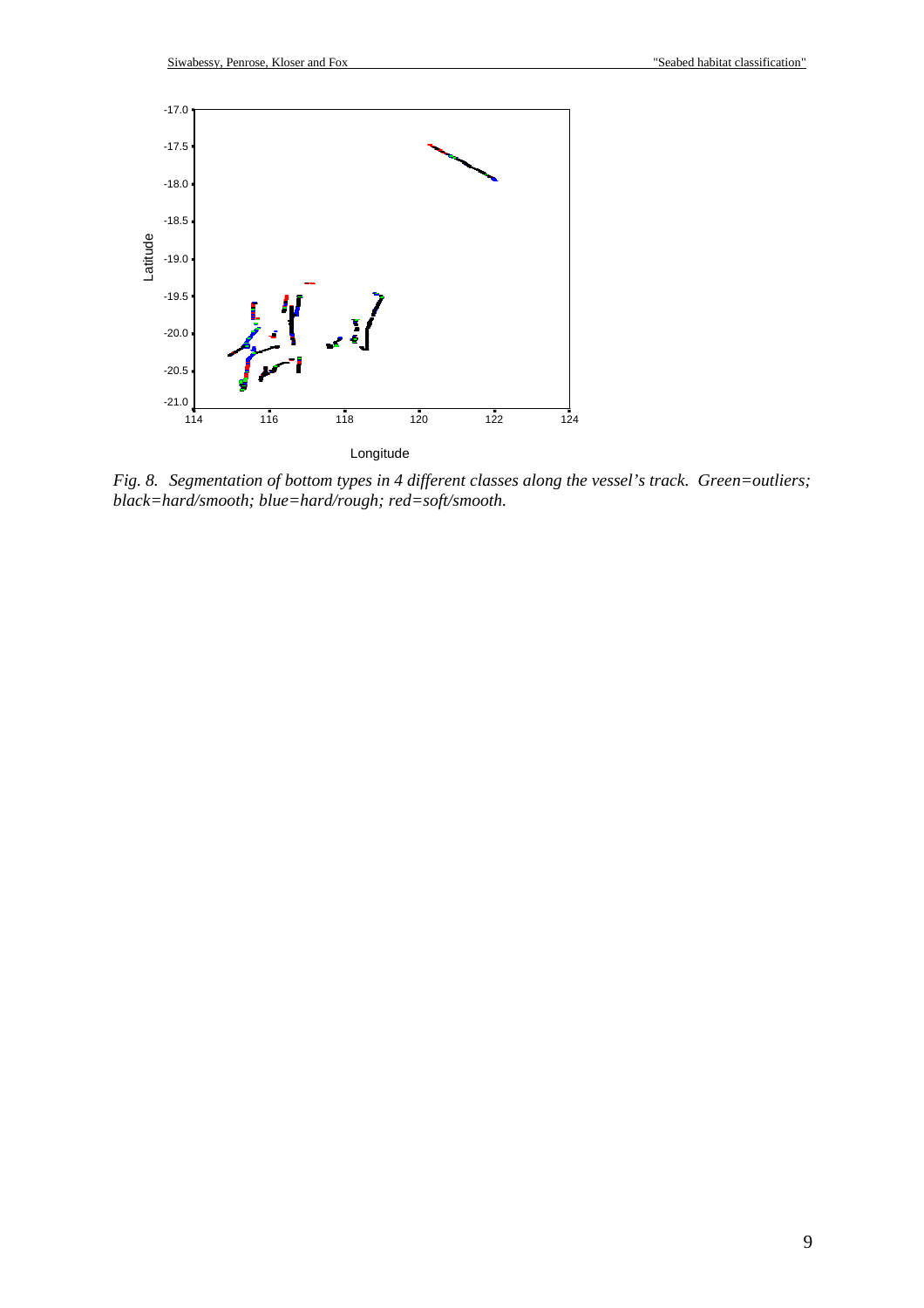-17.0
-17.5
-18.0
-18.5
-19.0
-19.5
-20.0
-20.5
-21.0

Latitude

114
116
118
120
122
124

Longitude

*Fig. 8. Segmentation of bottom types in 4 different classes along the vessel's track. Green=outliers; black=hard/smooth; blue=hard/rough; red=soft/smooth.*